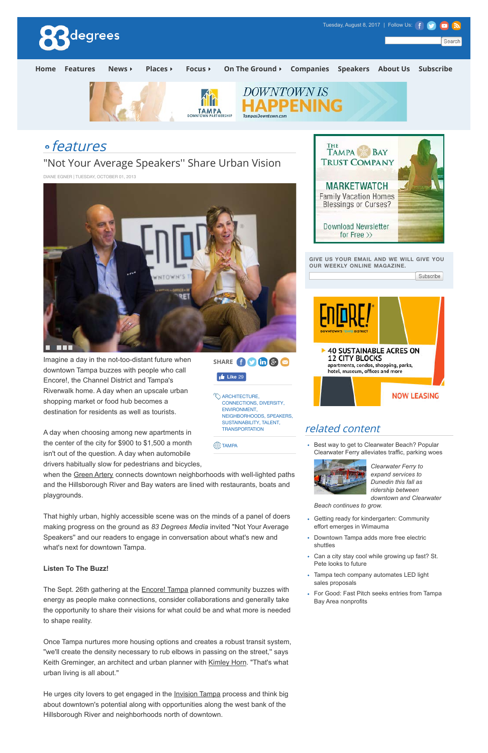# features

## "Not Your Average Speakers" Share Urban Vision

DIANE EGNER | TUESDAY, OCTOBER 01, 2013

Imagine a day in the not-too-distant future when downtown Tampa buzzes with people who call Encore!, the Channel District and Tampa's Riverwalk home. A day when an upscale urban shopping market or food hub becomes a destination for residents as well as tourists.

A day when choosing among new apartments in the center of the city for $900 to $1,500 a month isn't out of the question. A day when automobile drivers habitually slow for pedestrians and bicycles, when the Green Artery connects downtown neighborhoods with well-lighted paths and the Hillsborough River and Bay waters are lined with restaurants, boats and playgrounds.

That highly urban, highly accessible scene was on the minds of a panel of doers making progress on the ground as *83 Degrees Media* invited "Not Your Average Speakers" and our readers to engage in conversation about what's new and what's next for downtown Tampa.

**Listen To The Buzz!**

The Sept. 26th gathering at the Encore! Tampa planned community buzzes with energy as people make connections, consider collaborations and generally take the opportunity to share their visions for what could be and what more is needed to shape reality.

Once Tampa nurtures more housing options and creates a robust transit system, "we'll create the density necessary to rub elbows in passing on the street," says Keith Greminger, an architect and urban planner with Kimley Horn. "That's what urban living is all about."

He urges city lovers to get engaged in the Invision Tampa process and think big about downtown's potential along with opportunities along the west bank of the Hillsborough River and neighborhoods north of downtown.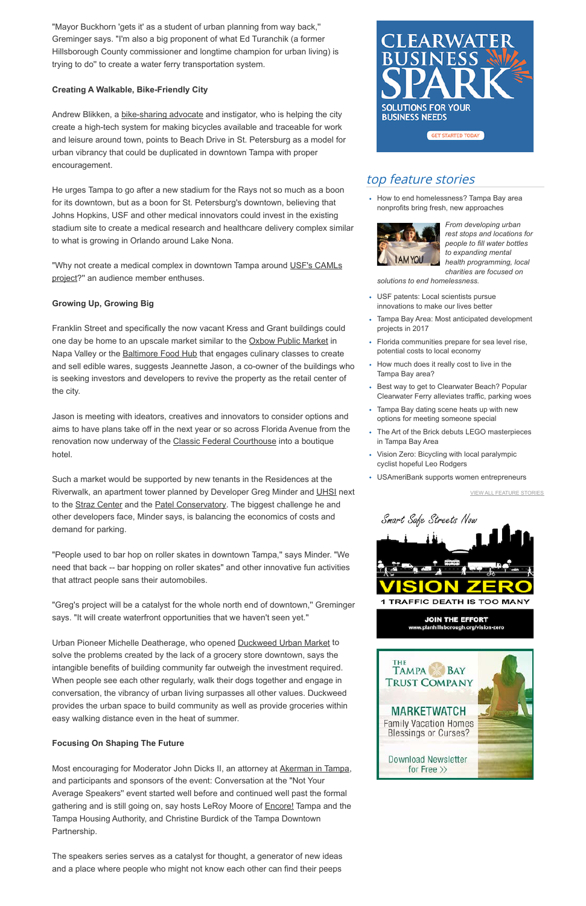"Mayor Buckhorn 'gets it' as a student of urban planning from way back," Greminger says. "I'm also a big proponent of what Ed Turanchik (a former Hillsborough County commissioner and longtime champion for urban living) is trying to do" to create a water ferry transportation system.

**Creating A Walkable, Bike-Friendly City**

Andrew Blikken, a bike-sharing advocate and instigator, who is helping the city create a high-tech system for making bicycles available and traceable for work and leisure around town, points to Beach Drive in St. Petersburg as a model for urban vibrancy that could be duplicated in downtown Tampa with proper encouragement.

He urges Tampa to go after a new stadium for the Rays not so much as a boon for its downtown, but as a boon for St. Petersburg's downtown, believing that Johns Hopkins, USF and other medical innovators could invest in the existing stadium site to create a medical research and healthcare delivery complex similar to what is growing in Orlando around Lake Nona.

"Why not create a medical complex in downtown Tampa around USF's CAMLs project?" an audience member enthuses.

**Growing Up, Growing Big**

Franklin Street and specifically the now vacant Kress and Grant buildings could one day be home to an upscale market similar to the Oxbow Public Market in Napa Valley or the Baltimore Food Hub that engages culinary classes to create and sell edible wares, suggests Jeannette Jason, a co-owner of the buildings who is seeking investors and developers to revive the property as the retail center of the city.

Jason is meeting with ideators, creatives and innovators to consider options and aims to have plans take off in the next year or so across Florida Avenue from the renovation now underway of the Classic Federal Courthouse into a boutique hotel.

Such a market would be supported by new tenants in the Residences at the Riverwalk, an apartment tower planned by Developer Greg Minder and UHSI next to the Straz Center and the Patel Conservatory. The biggest challenge he and other developers face, Minder says, is balancing the economics of costs and demand for parking.

"People used to bar hop on roller skates in downtown Tampa," says Minder. "We need that back -- bar hopping on roller skates" and other innovative fun activities that attract people sans their automobiles.

"Greg's project will be a catalyst for the whole north end of downtown," Greminger says. "It will create waterfront opportunities that we haven't seen yet."

Urban Pioneer Michelle Deatherage, who opened Duckweed Urban Market to solve the problems created by the lack of a grocery store downtown, says the intangible benefits of building community far outweigh the investment required. When people see each other regularly, walk their dogs together and engage in conversation, the vibrancy of urban living surpasses all other values. Duckweed provides the urban space to build community as well as provide groceries within easy walking distance even in the heat of summer.

**Focusing On Shaping The Future**

Most encouraging for Moderator John Dicks II, an attorney at Akerman in Tampa, and participants and sponsors of the event: Conversation at the "Not Your Average Speakers" event started well before and continued well past the formal gathering and is still going on, say hosts LeRoy Moore of Encore! Tampa and the Tampa Housing Authority, and Christine Burdick of the Tampa Downtown Partnership.

The speakers series serves as a catalyst for thought, a generator of new ideas and a place where people who might not know each other can find their peeps

CLEARWATER BUSINESS SPARK
SOLUTIONS FOR YOUR BUSINESS NEEDS
GET STARTED TODAY

## top feature stories

- How to end homelessness? Tampa Bay area nonprofits bring fresh, new approaches

*From developing urban rest stops and locations for people to fill water bottles to expanding mental health programming, local charities are focused on solutions to end homelessness.*

- USF patents: Local scientists pursue innovations to make our lives better
- Tampa Bay Area: Most anticipated development projects in 2017
- Florida communities prepare for sea level rise, potential costs to local economy
- How much does it really cost to live in the Tampa Bay area?
- Best way to get to Clearwater Beach? Popular Clearwater Ferry alleviates traffic, parking woes
- Tampa Bay dating scene heats up with new options for meeting someone special
- The Art of the Brick debuts LEGO masterpieces in Tampa Bay Area
- Vision Zero: Bicycling with local paralympic cyclist hopeful Leo Rodgers
- USAmeriBank supports women entrepreneurs

VIEW ALL FEATURE STORIES

Smart Safe Streets Now
VISION ZERO
1 TRAFFIC DEATH IS TOO MANY
JOIN THE EFFORT
www.planhillsborough.org/vision-zero

THE TAMPA BAY TRUST COMPANY
MARKETWATCH
Family Vacation Homes Blessings or Curses?
Download Newsletter for Free >>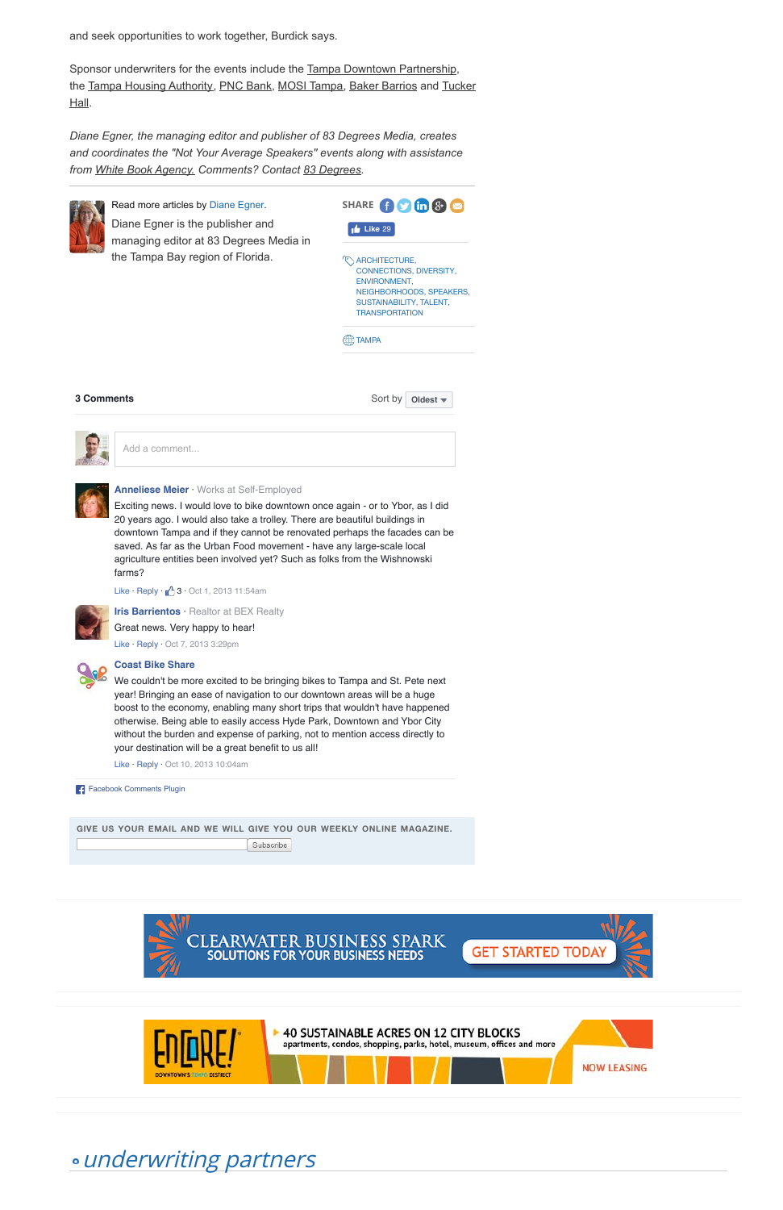and seek opportunities to work together, Burdick says.

Sponsor underwriters for the events include the Tampa Downtown Partnership, the Tampa Housing Authority, PNC Bank, MOSI Tampa, Baker Barrios and Tucker Hall.

*Diane Egner, the managing editor and publisher of 83 Degrees Media, creates and coordinates the "Not Your Average Speakers" events along with assistance from White Book Agency. Comments? Contact 83 Degrees.*

Read more articles by Diane Egner.

Diane Egner is the publisher and managing editor at 83 Degrees Media in the Tampa Bay region of Florida.

SHARE

Like 29

ARCHITECTURE, CONNECTIONS, DIVERSITY, ENVIRONMENT, NEIGHBORHOODS, SPEAKERS, SUSTAINABILITY, TALENT, TRANSPORTATION

TAMPA

**3 Comments** Sort by Oldest

Add a comment...

**Anneliese Meier** · Works at Self-Employed

Exciting news. I would love to bike downtown once again - or to Ybor, as I did 20 years ago. I would also take a trolley. There are beautiful buildings in downtown Tampa and if they cannot be renovated perhaps the facades can be saved. As far as the Urban Food movement - have any large-scale local agriculture entities been involved yet? Such as folks from the Wishnowski farms?

Like · Reply · 3 · Oct 1, 2013 11:54am

**Iris Barrientos** · Realtor at BEX Realty

Great news. Very happy to hear!

Like · Reply · Oct 7, 2013 3:29pm

**Coast Bike Share**

We couldn't be more excited to be bringing bikes to Tampa and St. Pete next year! Bringing an ease of navigation to our downtown areas will be a huge boost to the economy, enabling many short trips that wouldn't have happened otherwise. Being able to easily access Hyde Park, Downtown and Ybor City without the burden and expense of parking, not to mention access directly to your destination will be a great benefit to us all!

Like · Reply · Oct 10, 2013 10:04am

Facebook Comments Plugin

GIVE US YOUR EMAIL AND WE WILL GIVE YOU OUR WEEKLY ONLINE MAGAZINE.

Subscribe

CLEARWATER BUSINESS SPARK
SOLUTIONS FOR YOUR BUSINESS NEEDS
GET STARTED TODAY

ENCORE! DOWNTOWN'S TAMPA DISTRICT
40 SUSTAINABLE ACRES ON 12 CITY BLOCKS
apartments, condos, shopping, parks, hotel, museum, offices and more
NOW LEASING

## underwriting partners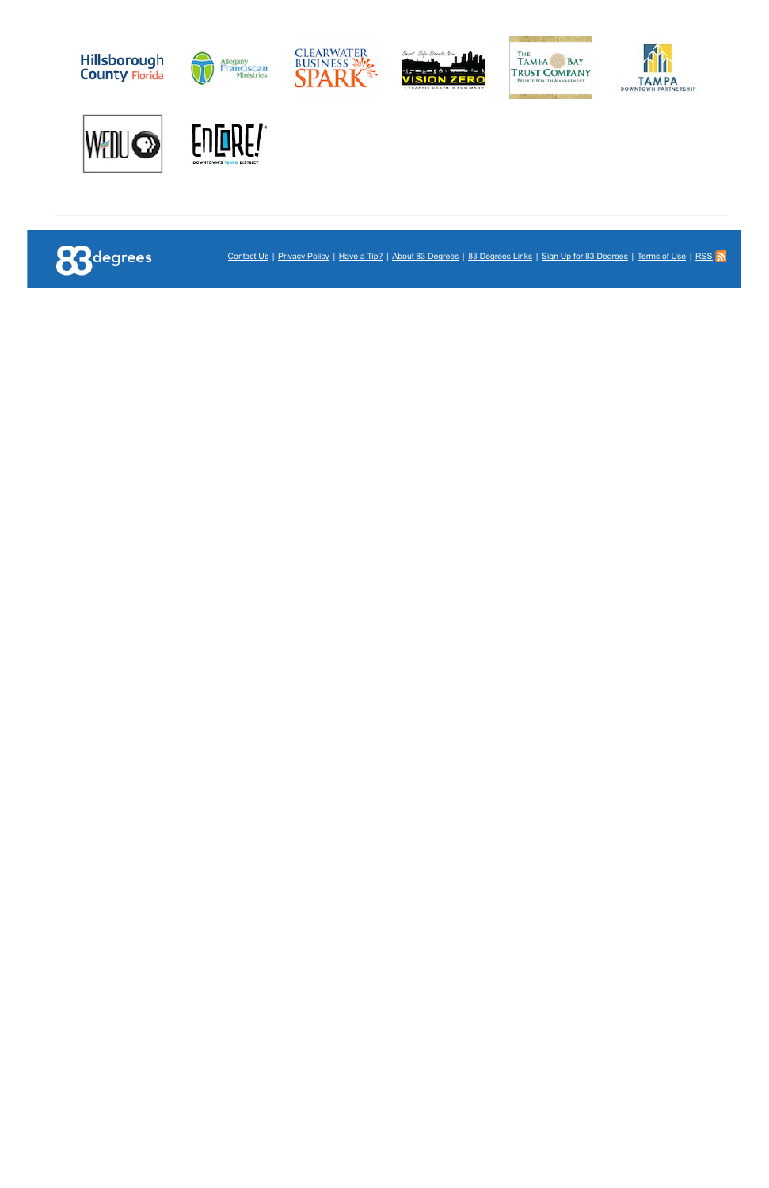Hillsborough County Florida

Allegany Franciscan Ministries

CLEARWATER BUSINESS SPARK

VISION ZERO

The Tampa Bay Trust Company

TAMPA DOWNTOWN PARTNERSHIP

WEDU

ENCORE! DOWNTOWN'S TEMPO DISTRICT

83degrees

Contact Us | Privacy Policy | Have a Tip? | About 83 Degrees | 83 Degrees Links | Sign Up for 83 Degrees | Terms of Use | RSS